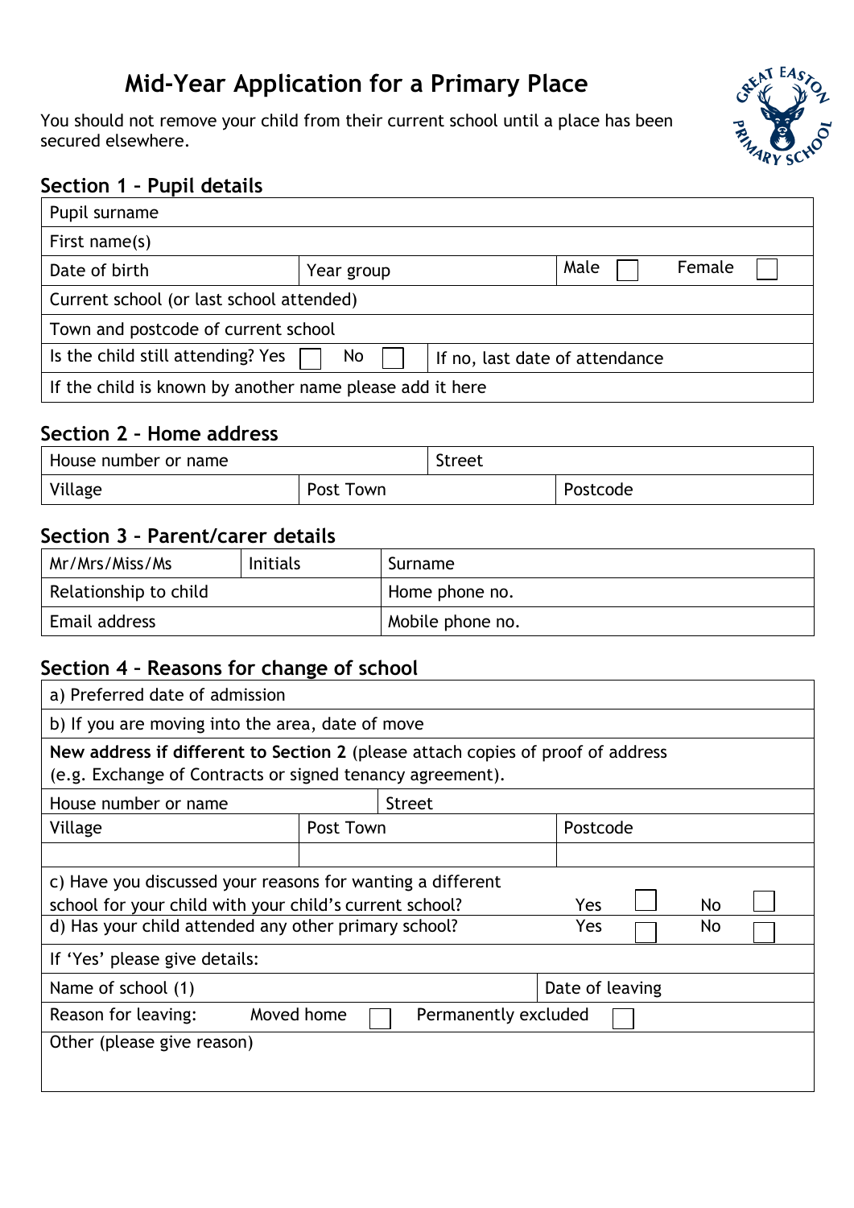# Mid-Year Application for a Primary Place

You should not remove your child from their current school until a place has been secured elsewhere.

## Section 1 – Pupil details

| Pupil surname | | |
|---|---|---|
| First name(s) | | |
| Date of birth | Year group | Male ☐ Female ☐ |
| Current school (or last school attended) | | |
| Town and postcode of current school | | |
| Is the child still attending? Yes ☐ No ☐ | If no, last date of attendance | |
| If the child is known by another name please add it here | | |

## Section 2 – Home address

| House number or name | | Street |
|---|---|---|
| Village | Post Town | Postcode |

## Section 3 – Parent/carer details

| Mr/Mrs/Miss/Ms | Initials | Surname |
|---|---|---|
| Relationship to child | | Home phone no. |
| Email address | | Mobile phone no. |

## Section 4 – Reasons for change of school

| a) Preferred date of admission | | |
|---|---|---|
| b) If you are moving into the area, date of move | | |
| **New address if different to Section 2** (please attach copies of proof of address (e.g. Exchange of Contracts or signed tenancy agreement). | | |
| House number or name | Street | |
| Village | Post Town | Postcode |
| | | |
| c) Have you discussed your reasons for wanting a different school for your child with your child's current school? | Yes ☐ | No ☐ |
| d) Has your child attended any other primary school? | Yes ☐ | No ☐ |
| If 'Yes' please give details: | | |
| Name of school (1) | | Date of leaving |
| Reason for leaving: Moved home ☐ | Permanently excluded ☐ | |
| Other (please give reason) | | |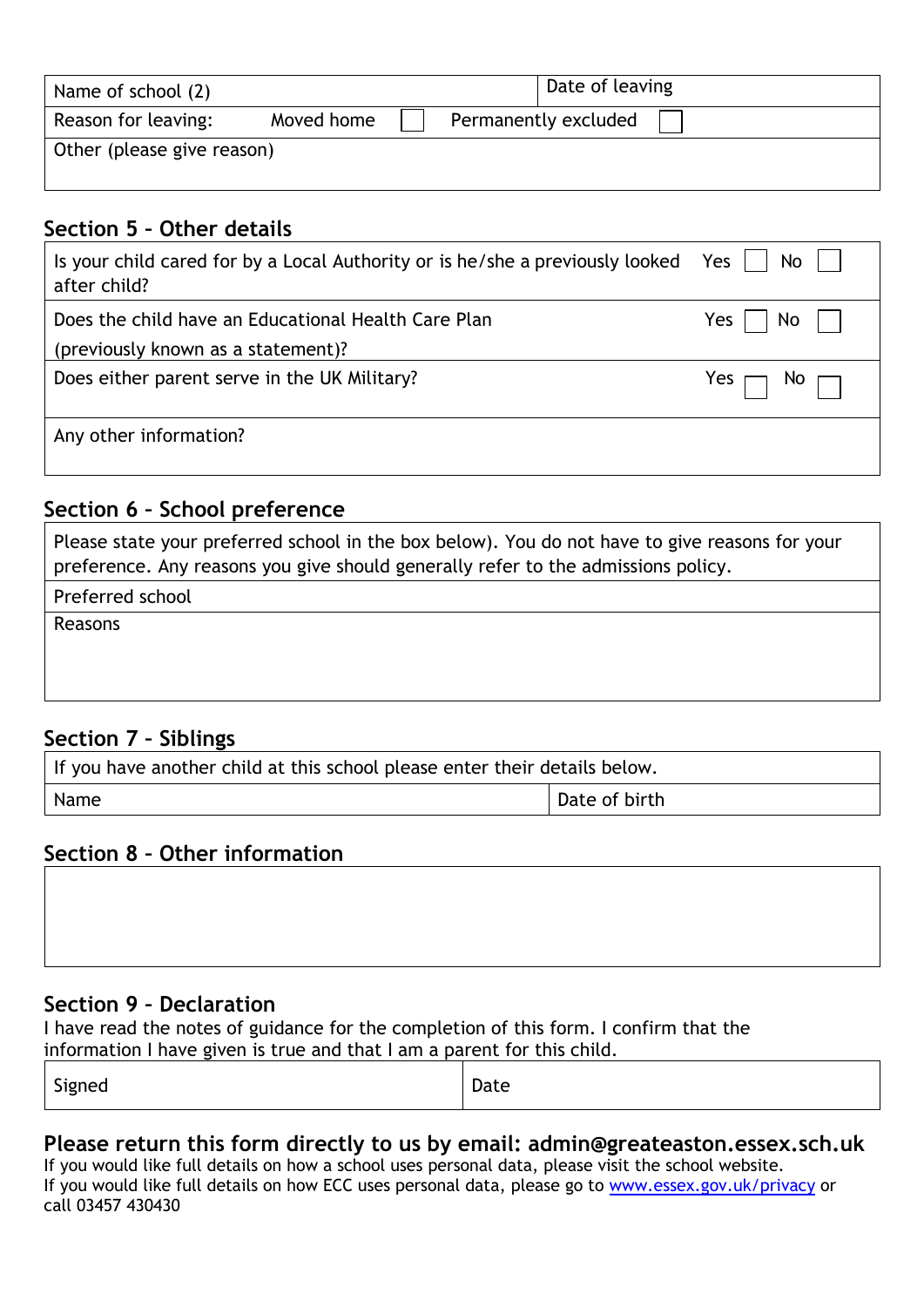| Name of school (2) | | | Date of leaving |
|---|---|---|---|
| Reason for leaving: | Moved home ☐ | Permanently excluded ☐ | |
| Other (please give reason) | | | |

## Section 5 – Other details

| | |
|---|---|
| Is your child cared for by a Local Authority or is he/she a previously looked after child? | Yes ☐ No ☐ |
| Does the child have an Educational Health Care Plan (previously known as a statement)? | Yes ☐ No ☐ |
| Does either parent serve in the UK Military? | Yes ☐ No ☐ |
| Any other information? | |

## Section 6 – School preference

| |
|---|
| Please state your preferred school in the box below). You do not have to give reasons for your preference. Any reasons you give should generally refer to the admissions policy. |
| Preferred school |
| Reasons |

## Section 7 – Siblings

| If you have another child at this school please enter their details below. | |
|---|---|
| Name | Date of birth |

## Section 8 – Other information

## Section 9 – Declaration

I have read the notes of guidance for the completion of this form. I confirm that the information I have given is true and that I am a parent for this child.

| Signed | Date |
|---|---|

**Please return this form directly to us by email: admin@greateaston.essex.sch.uk**

If you would like full details on how a school uses personal data, please visit the school website.
If you would like full details on how ECC uses personal data, please go to www.essex.gov.uk/privacy or call 03457 430430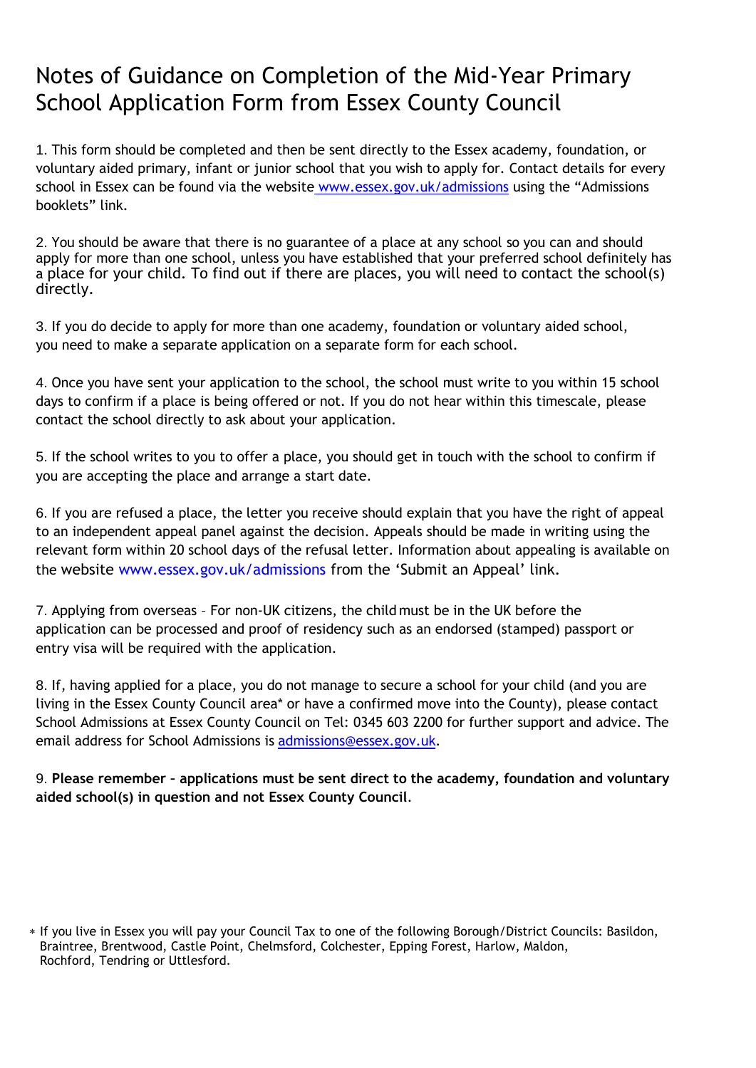# Notes of Guidance on Completion of the Mid-Year Primary School Application Form from Essex County Council

1. This form should be completed and then be sent directly to the Essex academy, foundation, or voluntary aided primary, infant or junior school that you wish to apply for. Contact details for every school in Essex can be found via the website www.essex.gov.uk/admissions using the "Admissions booklets" link.

2. You should be aware that there is no guarantee of a place at any school so you can and should apply for more than one school, unless you have established that your preferred school definitely has a place for your child. To find out if there are places, you will need to contact the school(s) directly.

3. If you do decide to apply for more than one academy, foundation or voluntary aided school, you need to make a separate application on a separate form for each school.

4. Once you have sent your application to the school, the school must write to you within 15 school days to confirm if a place is being offered or not. If you do not hear within this timescale, please contact the school directly to ask about your application.

5. If the school writes to you to offer a place, you should get in touch with the school to confirm if you are accepting the place and arrange a start date.

6. If you are refused a place, the letter you receive should explain that you have the right of appeal to an independent appeal panel against the decision. Appeals should be made in writing using the relevant form within 20 school days of the refusal letter. Information about appealing is available on the website www.essex.gov.uk/admissions from the 'Submit an Appeal' link.

7. Applying from overseas – For non-UK citizens, the child must be in the UK before the application can be processed and proof of residency such as an endorsed (stamped) passport or entry visa will be required with the application.

8. If, having applied for a place, you do not manage to secure a school for your child (and you are living in the Essex County Council area* or have a confirmed move into the County), please contact School Admissions at Essex County Council on Tel: 0345 603 2200 for further support and advice. The email address for School Admissions is admissions@essex.gov.uk.

9. **Please remember – applications must be sent direct to the academy, foundation and voluntary aided school(s) in question and not Essex County Council**.

* If you live in Essex you will pay your Council Tax to one of the following Borough/District Councils: Basildon, Braintree, Brentwood, Castle Point, Chelmsford, Colchester, Epping Forest, Harlow, Maldon, Rochford, Tendring or Uttlesford.